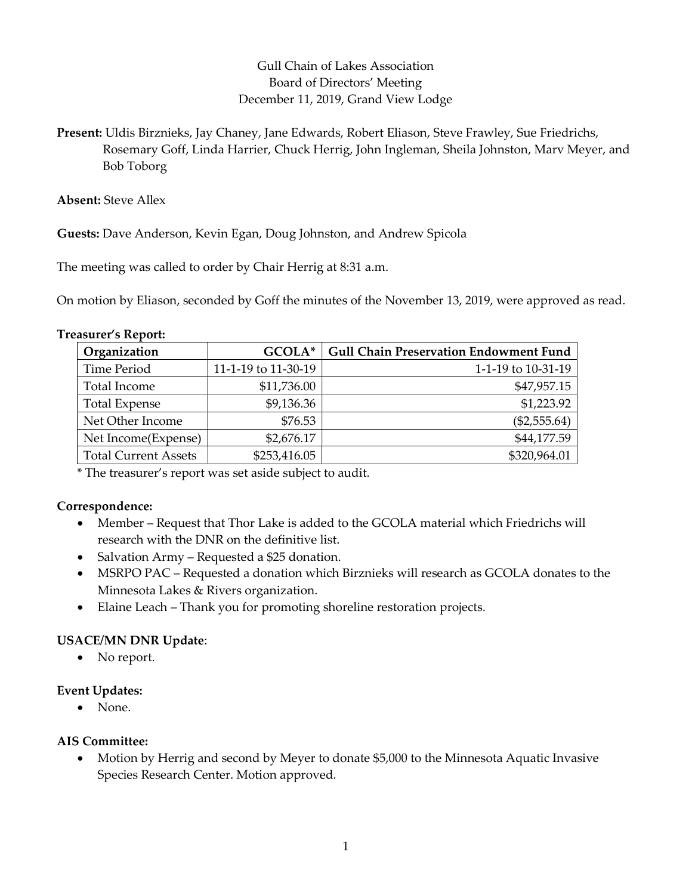Gull Chain of Lakes Association
Board of Directors' Meeting
December 11, 2019, Grand View Lodge

**Present:** Uldis Birznieks, Jay Chaney, Jane Edwards, Robert Eliason, Steve Frawley, Sue Friedrichs, Rosemary Goff, Linda Harrier, Chuck Herrig, John Ingleman, Sheila Johnston, Marv Meyer, and Bob Toborg

**Absent:** Steve Allex

**Guests:** Dave Anderson, Kevin Egan, Doug Johnston, and Andrew Spicola

The meeting was called to order by Chair Herrig at 8:31 a.m.

On motion by Eliason, seconded by Goff the minutes of the November 13, 2019, were approved as read.

**Treasurer's Report:**

| Organization | GCOLA* | Gull Chain Preservation Endowment Fund |
|---|---:|---:|
| Time Period | 11-1-19 to 11-30-19 | 1-1-19 to 10-31-19 |
| Total Income | $11,736.00 | $47,957.15 |
| Total Expense | $9,136.36 | $1,223.92 |
| Net Other Income | $76.53 | ($2,555.64) |
| Net Income(Expense) | $2,676.17 | $44,177.59 |
| Total Current Assets | $253,416.05 | $320,964.01 |

* The treasurer's report was set aside subject to audit.

**Correspondence:**

- Member – Request that Thor Lake is added to the GCOLA material which Friedrichs will research with the DNR on the definitive list.
- Salvation Army – Requested a $25 donation.
- MSRPO PAC – Requested a donation which Birznieks will research as GCOLA donates to the Minnesota Lakes & Rivers organization.
- Elaine Leach – Thank you for promoting shoreline restoration projects.

**USACE/MN DNR Update**:

- No report.

**Event Updates:**

- None.

**AIS Committee:**

- Motion by Herrig and second by Meyer to donate $5,000 to the Minnesota Aquatic Invasive Species Research Center. Motion approved.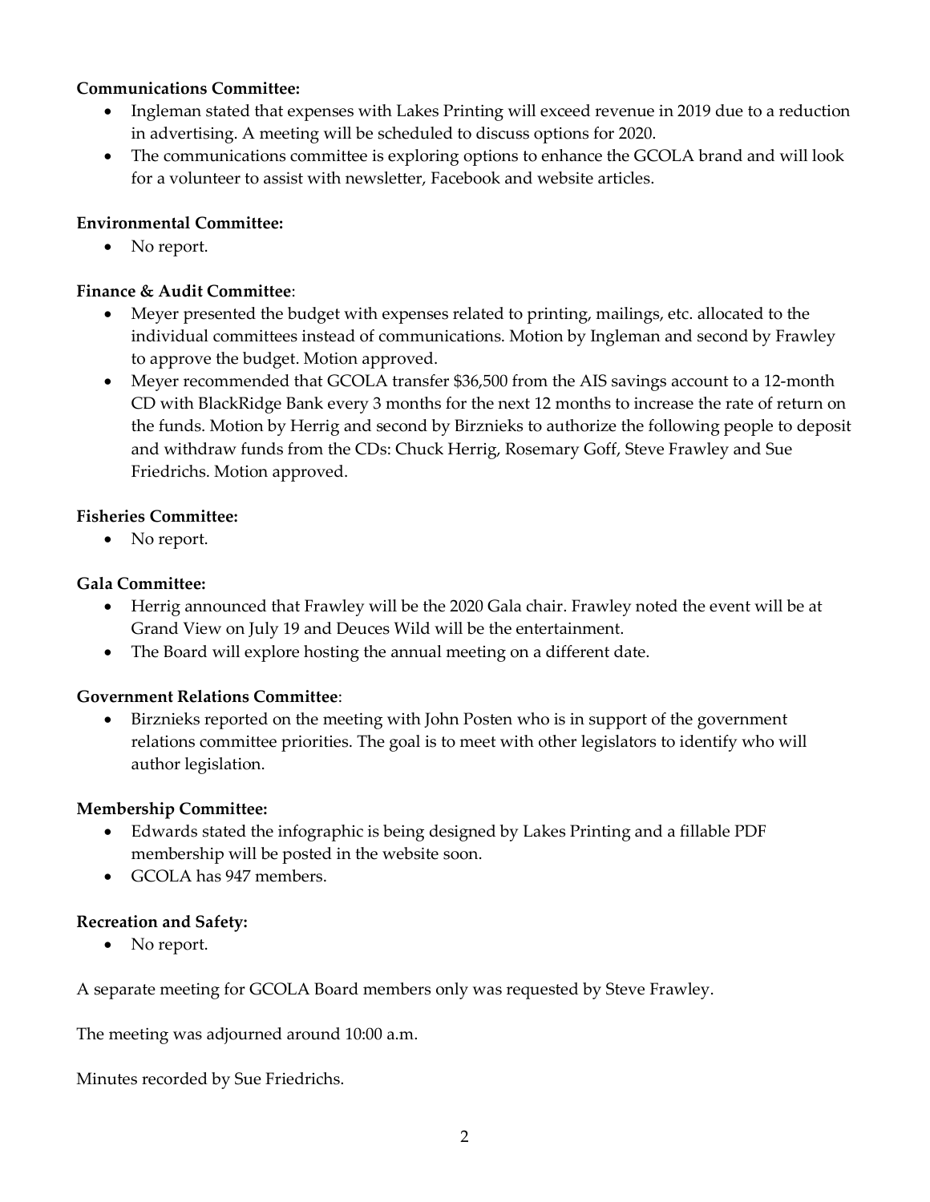**Communications Committee:**

- Ingleman stated that expenses with Lakes Printing will exceed revenue in 2019 due to a reduction in advertising. A meeting will be scheduled to discuss options for 2020.
- The communications committee is exploring options to enhance the GCOLA brand and will look for a volunteer to assist with newsletter, Facebook and website articles.

**Environmental Committee:**

- No report.

**Finance & Audit Committee**:

- Meyer presented the budget with expenses related to printing, mailings, etc. allocated to the individual committees instead of communications. Motion by Ingleman and second by Frawley to approve the budget. Motion approved.
- Meyer recommended that GCOLA transfer $36,500 from the AIS savings account to a 12-month CD with BlackRidge Bank every 3 months for the next 12 months to increase the rate of return on the funds. Motion by Herrig and second by Birznieks to authorize the following people to deposit and withdraw funds from the CDs: Chuck Herrig, Rosemary Goff, Steve Frawley and Sue Friedrichs. Motion approved.

**Fisheries Committee:**

- No report.

**Gala Committee:**

- Herrig announced that Frawley will be the 2020 Gala chair. Frawley noted the event will be at Grand View on July 19 and Deuces Wild will be the entertainment.
- The Board will explore hosting the annual meeting on a different date.

**Government Relations Committee**:

- Birznieks reported on the meeting with John Posten who is in support of the government relations committee priorities. The goal is to meet with other legislators to identify who will author legislation.

**Membership Committee:**

- Edwards stated the infographic is being designed by Lakes Printing and a fillable PDF membership will be posted in the website soon.
- GCOLA has 947 members.

**Recreation and Safety:**

- No report.

A separate meeting for GCOLA Board members only was requested by Steve Frawley.

The meeting was adjourned around 10:00 a.m.

Minutes recorded by Sue Friedrichs.